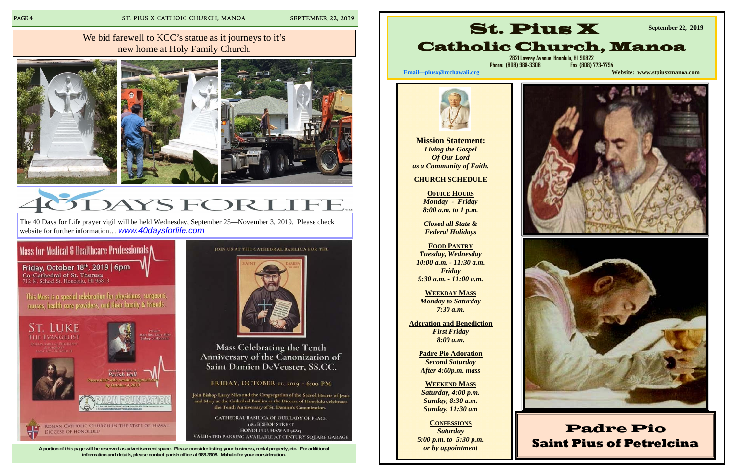We bid farewell to KCC's statue as it journeys to it's new home at Holy Family Church.

# 40 DAYS FOR LIFE

The 40 Days for Life prayer vigil will be held Wednesday, September 25—November 3, 2019. Please check website for further information… *www.40daysforlife.com*

## Mass for Medical & Healthcare Professionals

Friday, October 18th, 2019 | 6pm
Co-Cathedral of St. Theresa
712 N. School St. Honolulu, HI 96813

This Mass is a special celebration for physicians, surgeons, nurses, health care providers, and their family & friends.

ST. LUKE
THE EVANGELIST

Presider: Most Rev. Larry Silva, Bishop of Honolulu

Reception to follow at Parish Hall
Please RSVP with pmahinfo@gmail.com By October 4, 2019

PMAH FOUNDATION

ROMAN CATHOLIC CHURCH IN THE STATE OF HAWAII
DIOCESE OF HONOLULU

JOIN US AT THE CATHEDRAL BASILICA FOR THE

## Mass Celebrating the Tenth Anniversary of the Canonization of Saint Damien DeVeuster, SS.CC.

FRIDAY, OCTOBER 11, 2019 - 6:00 PM

Join Bishop Larry Silva and the Congregation of the Sacred Hearts of Jesus and Mary at the Cathedral Basilica as the Diocese of Honolulu celebrates the Tenth Anniversary of St. Damien's Canonization.

CATHEDRAL BASILICA OF OUR LADY OF PEACE
1184 BISHOP STREET
HONOLULU, HAWAII 96813
VALIDATED PARKING AVAILABLE AT CENTURY SQUARE GARAGE

**A portion of this page will be reserved as advertisement space. Please consider listing your business, rental property, etc. For additional information and details, please contact parish office at 988-3308. Mahalo for your consideration.**

# St. Pius X Catholic Church, Manoa

**September 22, 2019**

2821 Lowrey Avenue Honolulu, HI 96822
Phone: (808) 988-3308 Fax: (808) 773-7794

**Email—piusx@rcchawaii.org** **Website: www.stpiusxmanoa.com**

**Mission Statement:**
***Living the Gospel Of Our Lord as a Community of Faith.***

**CHURCH SCHEDULE**

**OFFICE HOURS**
*Monday - Friday*
*8:00 a.m. to 1 p.m.*

*Closed all State & Federal Holidays*

**FOOD PANTRY**
*Tuesday, Wednesday*
*10:00 a.m. - 11:30 a.m.*
*Friday*
*9:30 a.m. - 11:00 a.m.*

**WEEKDAY MASS**
*Monday to Saturday*
*7:30 a.m.*

**Adoration and Benediction**
*First Friday*
*8:00 a.m.*

**Padre Pio Adoration**
*Second Saturday*
*After 4:00p.m. mass*

**WEEKEND MASS**
*Saturday, 4:00 p.m.*
*Sunday, 8:30 a.m.*
*Sunday, 11:30 am*

**CONFESSIONS**
*Saturday*
*5:00 p.m. to 5:30 p.m.*
*or by appointment*

## Padre Pio
## Saint Pius of Petrelcina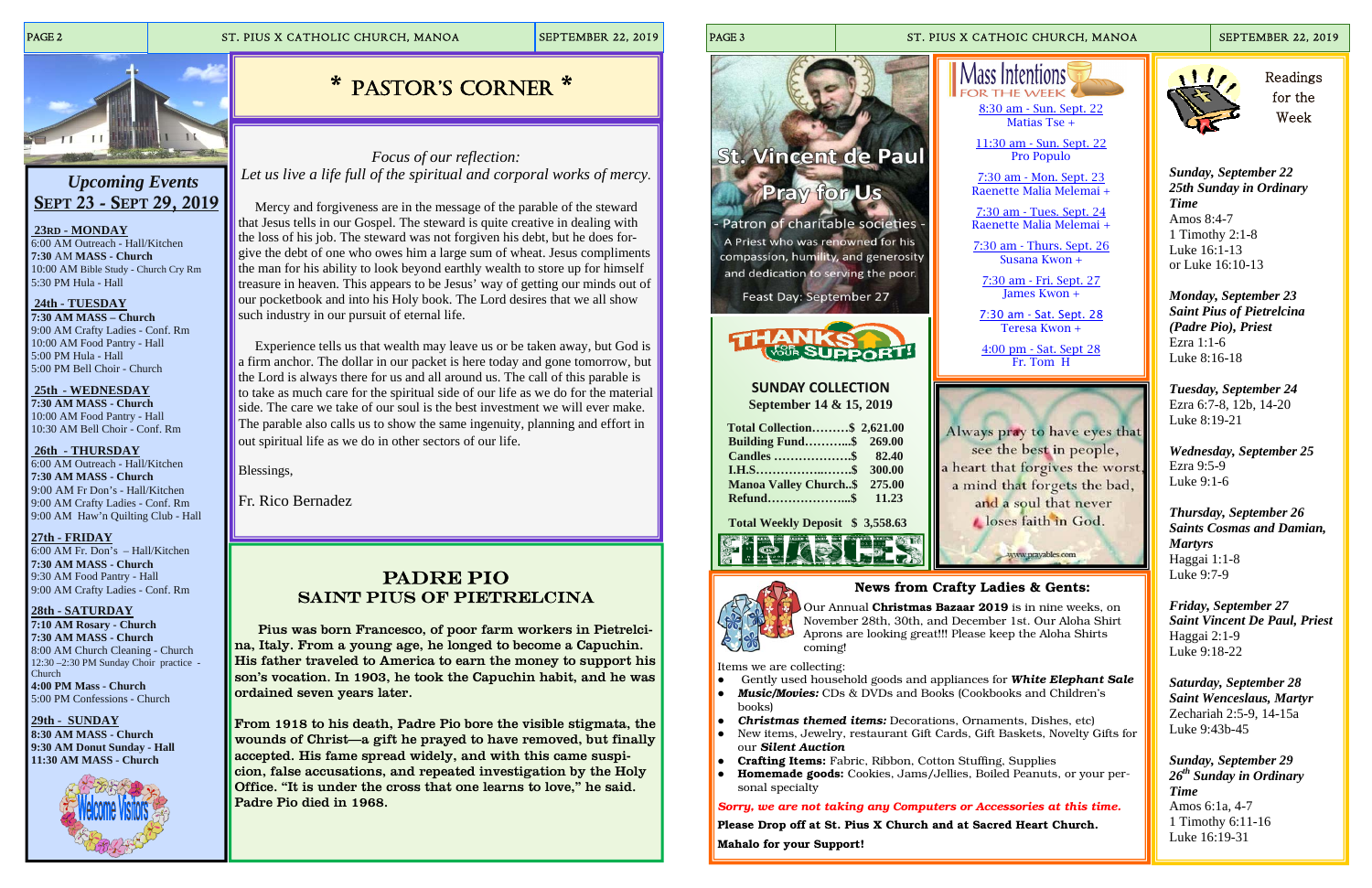## Upcoming Events
## Sept 23 - Sept 29, 2019

**23rd - MONDAY**
6:00 AM Outreach - Hall/Kitchen
**7:30** AM **MASS - Church**
10:00 AM Bible Study - Church Cry Rm
5:30 PM Hula - Hall

**24th - TUESDAY**
**7:30 AM MASS – Church**
9:00 AM Crafty Ladies - Conf. Rm
10:00 AM Food Pantry - Hall
5:00 PM Hula - Hall
5:00 PM Bell Choir - Church

**25th - WEDNESDAY**
**7:30 AM MASS - Church**
10:00 AM Food Pantry - Hall
10:30 AM Bell Choir - Conf. Rm

**26th - THURSDAY**
6:00 AM Outreach - Hall/Kitchen
**7:30 AM MASS - Church**
9:00 AM Fr Don's - Hall/Kitchen
9:00 AM Crafty Ladies - Conf. Rm
9:00 AM Haw'n Quilting Club - Hall

**27th - FRIDAY**
6:00 AM Fr. Don's – Hall/Kitchen
**7:30 AM MASS - Church**
9:30 AM Food Pantry - Hall
9:00 AM Crafty Ladies - Conf. Rm

**28th - SATURDAY**
**7:10 AM Rosary - Church**
**7:30 AM MASS - Church**
8:00 AM Church Cleaning - Church
12:30 –2:30 PM Sunday Choir practice - Church
**4:00 PM Mass - Church**
5:00 PM Confessions - Church

**29th - SUNDAY**
**8:30 AM MASS - Church**
**9:30 AM Donut Sunday - Hall**
**11:30 AM MASS - Church**

Welcome Visitors

# * PASTOR'S CORNER *

*Focus of our reflection:*
*Let us live a life full of the spiritual and corporal works of mercy.*

Mercy and forgiveness are in the message of the parable of the steward that Jesus tells in our Gospel. The steward is quite creative in dealing with the loss of his job. The steward was not forgiven his debt, but he does forgive the debt of one who owes him a large sum of wheat. Jesus compliments the man for his ability to look beyond earthly wealth to store up for himself treasure in heaven. This appears to be Jesus' way of getting our minds out of our pocketbook and into his Holy book. The Lord desires that we all show such industry in our pursuit of eternal life.

Experience tells us that wealth may leave us or be taken away, but God is a firm anchor. The dollar in our packet is here today and gone tomorrow, but the Lord is always there for us and all around us. The call of this parable is to take as much care for the spiritual side of our life as we do for the material side. The care we take of our soul is the best investment we ever make. The parable also calls us to show the same ingenuity, planning and effort in out spiritual life as we do in other sectors of our life.

Blessings,

Fr. Rico Bernadez

## PADRE PIO
## SAINT PIUS OF PIETRELCINA

**Pius was born Francesco, of poor farm workers in Pietrelcina, Italy. From a young age, he longed to become a Capuchin. His father traveled to America to earn the money to support his son's vocation. In 1903, he took the Capuchin habit, and he was ordained seven years later.**

**From 1918 to his death, Padre Pio bore the visible stigmata, the wounds of Christ—a gift he prayed to have removed, but finally accepted. His fame spread widely, and with this came suspicion, false accusations, and repeated investigation by the Holy Office. "It is under the cross that one learns to love," he said. Padre Pio died in 1968.**

St. Vincent de Paul
Pray for Us
- Patron of charitable societies -
A Priest who was renowned for his compassion, humility, and generosity and dedication to serving the poor.
Feast Day: September 27

THANKS FOR YOUR SUPPORT!

**SUNDAY COLLECTION**
**September 14 & 15, 2019**

| | |
|---|---|
| **Total Collection………$** | **2,621.00** |
| **Building Fund………...$** | **269.00** |
| **Candles ………………$** | **82.40** |
| **I.H.S……………..……$** | **300.00** |
| **Manoa Valley Church..$** | **275.00** |
| **Refund………………..$** | **11.23** |
| **Total Weekly Deposit $** | **3,558.63** |

FINANCES

## Mass Intentions
FOR THE WEEK

8:30 am - Sun. Sept. 22
Matias Tse +

11:30 am - Sun. Sept. 22
Pro Populo

7:30 am - Mon. Sept. 23
Raenette Malia Melemai +

7:30 am - Tues. Sept. 24
Raenette Malia Melemai +

7:30 am - Thurs. Sept. 26
Susana Kwon +

7:30 am - Fri. Sept. 27
James Kwon +

7:30 am - Sat. Sept. 28
Teresa Kwon +

4:00 pm - Sat. Sept 28
Fr. Tom H

Always pray to have eyes that see the best in people, a heart that forgives the worst, a mind that forgets the bad, and a soul that never loses faith in God.

www.prayables.com

## News from Crafty Ladies & Gents:

Our Annual **Christmas Bazaar 2019** is in nine weeks, on November 28th, 30th, and December 1st. Our Aloha Shirt Aprons are looking great!!! Please keep the Aloha Shirts coming!

Items we are collecting:

- Gently used household goods and appliances for ***White Elephant Sale***
- ***Music/Movies:*** CDs & DVDs and Books (Cookbooks and Children's books)
- ***Christmas themed items:*** Decorations, Ornaments, Dishes, etc)
- New items, Jewelry, restaurant Gift Cards, Gift Baskets, Novelty Gifts for our ***Silent Auction***
- **Crafting Items:** Fabric, Ribbon, Cotton Stuffing, Supplies
- **Homemade goods:** Cookies, Jams/Jellies, Boiled Peanuts, or your personal specialty

***Sorry, we are not taking any Computers or Accessories at this time.***

**Please Drop off at St. Pius X Church and at Sacred Heart Church.**

**Mahalo for your Support!**

Readings for the Week

***Sunday, September 22***
***25th Sunday in Ordinary Time***
Amos 8:4-7
1 Timothy 2:1-8
Luke 16:1-13
or Luke 16:10-13

***Monday, September 23***
***Saint Pio of Pietrelcina (Padre Pio), Priest***
Ezra 1:1-6
Luke 8:16-18

***Tuesday, September 24***
Ezra 6:7-8, 12b, 14-20
Luke 8:19-21

***Wednesday, September 25***
Ezra 9:5-9
Luke 9:1-6

***Thursday, September 26***
***Saints Cosmas and Damian, Martyrs***
Haggai 1:1-8
Luke 9:7-9

***Friday, September 27***
***Saint Vincent De Paul, Priest***
Haggai 2:1-9
Luke 9:18-22

***Saturday, September 28***
***Saint Wenceslaus, Martyr***
Zechariah 2:5-9, 14-15a
Luke 9:43b-45

***Sunday, September 29***
***26th Sunday in Ordinary Time***
Amos 6:1a, 4-7
1 Timothy 6:11-16
Luke 16:19-31